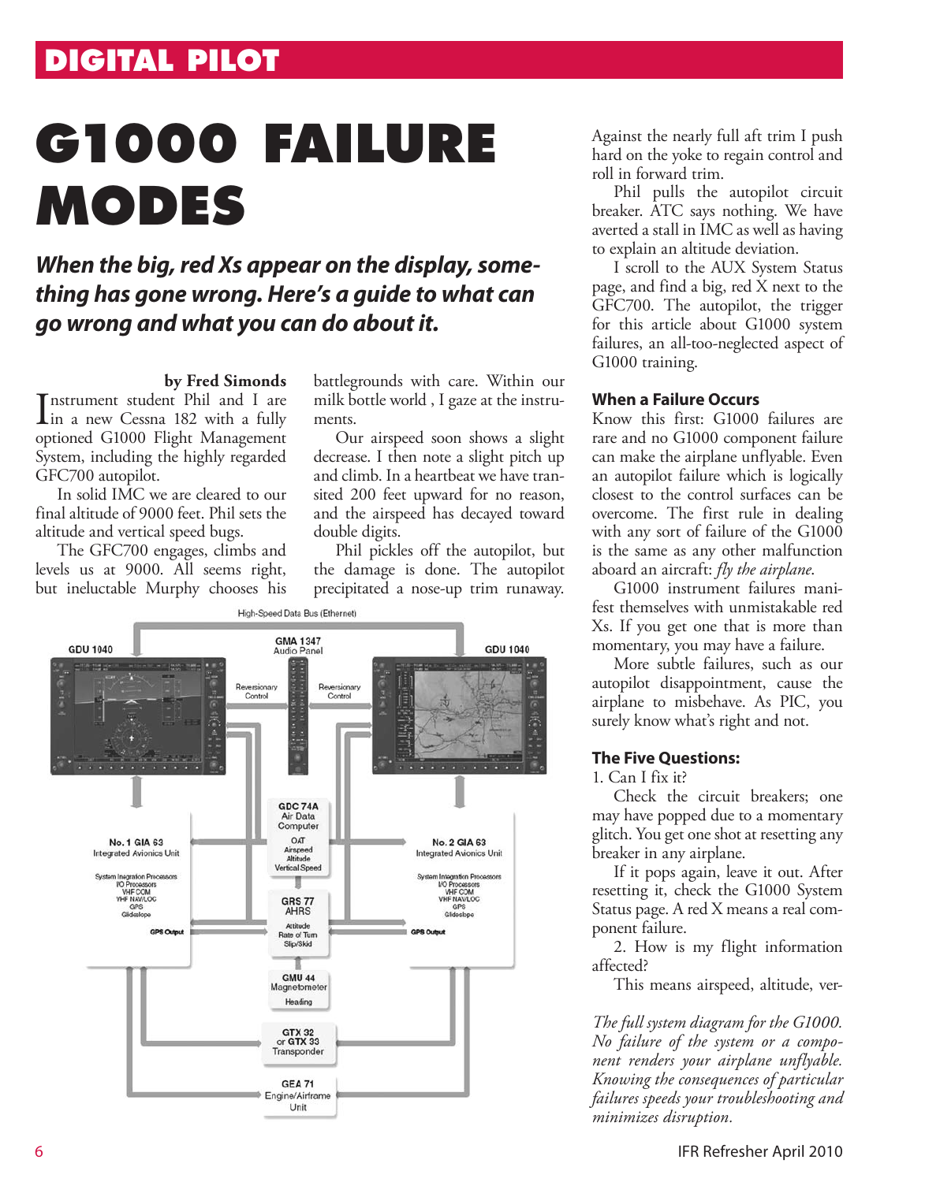# G1000 FAILURE MODES

***When the big, red Xs appear on the display, something has gone wrong. Here's a guide to what can go wrong and what you can do about it.***

**by Fred Simonds**

Instrument student Phil and I are in a new Cessna 182 with a fully optioned G1000 Flight Management System, including the highly regarded GFC700 autopilot.

In solid IMC we are cleared to our final altitude of 9000 feet. Phil sets the altitude and vertical speed bugs.

The GFC700 engages, climbs and levels us at 9000. All seems right, but ineluctable Murphy chooses his battlegrounds with care. Within our milk bottle world , I gaze at the instruments.

Our airspeed soon shows a slight decrease. I then note a slight pitch up and climb. In a heartbeat we have transited 200 feet upward for no reason, and the airspeed has decayed toward double digits.

Phil pickles off the autopilot, but the damage is done. The autopilot precipitated a nose-up trim runaway. Against the nearly full aft trim I push hard on the yoke to regain control and roll in forward trim.

Phil pulls the autopilot circuit breaker. ATC says nothing. We have averted a stall in IMC as well as having to explain an altitude deviation.

I scroll to the AUX System Status page, and find a big, red X next to the GFC700. The autopilot, the trigger for this article about G1000 system failures, an all-too-neglected aspect of G1000 training.

### When a Failure Occurs

Know this first: G1000 failures are rare and no G1000 component failure can make the airplane unflyable. Even an autopilot failure which is logically closest to the control surfaces can be overcome. The first rule in dealing with any sort of failure of the G1000 is the same as any other malfunction aboard an aircraft: *fly the airplane.*

G1000 instrument failures manifest themselves with unmistakable red Xs. If you get one that is more than momentary, you may have a failure.

More subtle failures, such as our autopilot disappointment, cause the airplane to misbehave. As PIC, you surely know what's right and not.

### The Five Questions:

1. Can I fix it?

Check the circuit breakers; one may have popped due to a momentary glitch. You get one shot at resetting any breaker in any airplane.

If it pops again, leave it out. After resetting it, check the G1000 System Status page. A red X means a real component failure.

2. How is my flight information affected?

This means airspeed, altitude, ver-

*The full system diagram for the G1000. No failure of the system or a component renders your airplane unflyable. Knowing the consequences of particular failures speeds your troubleshooting and minimizes disruption.*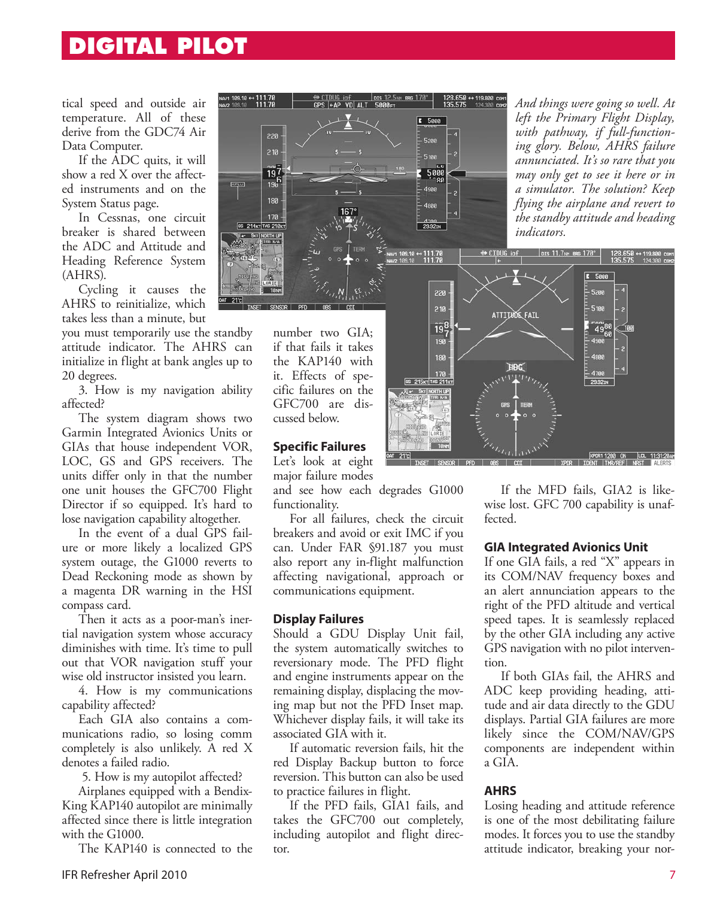tical speed and outside air temperature. All of these derive from the GDC74 Air Data Computer.

If the ADC quits, it will show a red X over the affected instruments and on the System Status page.

In Cessnas, one circuit breaker is shared between the ADC and Attitude and Heading Reference System (AHRS).

Cycling it causes the AHRS to reinitialize, which takes less than a minute, but you must temporarily use the standby attitude indicator. The AHRS can initialize in flight at bank angles up to 20 degrees.

3. How is my navigation ability affected?

The system diagram shows two Garmin Integrated Avionics Units or GIAs that house independent VOR, LOC, GS and GPS receivers. The units differ only in that the number one unit houses the GFC700 Flight Director if so equipped. It's hard to lose navigation capability altogether.

In the event of a dual GPS failure or more likely a localized GPS system outage, the G1000 reverts to Dead Reckoning mode as shown by a magenta DR warning in the HSI compass card.

Then it acts as a poor-man's inertial navigation system whose accuracy diminishes with time. It's time to pull out that VOR navigation stuff your wise old instructor insisted you learn.

4. How is my communications capability affected?

Each GIA also contains a communications radio, so losing comm completely is also unlikely. A red X denotes a failed radio.

5. How is my autopilot affected?

Airplanes equipped with a Bendix-King KAP140 autopilot are minimally affected since there is little integration with the G1000.

The KAP140 is connected to the number two GIA; if that fails it takes the KAP140 with it. Effects of specific failures on the GFC700 are discussed below.

*And things were going so well. At left the Primary Flight Display, with pathway, if full-functioning glory. Below, AHRS failure annunciated. It's so rare that you may only get to see it here or in a simulator. The solution? Keep flying the airplane and revert to the standby attitude and heading indicators.*

## Specific Failures

Let's look at eight major failure modes and see how each degrades G1000 functionality.

For all failures, check the circuit breakers and avoid or exit IMC if you can. Under FAR §91.187 you must also report any in-flight malfunction affecting navigational, approach or communications equipment.

## Display Failures

Should a GDU Display Unit fail, the system automatically switches to reversionary mode. The PFD flight and engine instruments appear on the remaining display, displacing the moving map but not the PFD Inset map. Whichever display fails, it will take its associated GIA with it.

If automatic reversion fails, hit the red Display Backup button to force reversion. This button can also be used to practice failures in flight.

If the PFD fails, GIA1 fails, and takes the GFC700 out completely, including autopilot and flight director.

If the MFD fails, GIA2 is likewise lost. GFC 700 capability is unaffected.

## GIA Integrated Avionics Unit

If one GIA fails, a red "X" appears in its COM/NAV frequency boxes and an alert annunciation appears to the right of the PFD altitude and vertical speed tapes. It is seamlessly replaced by the other GIA including any active GPS navigation with no pilot intervention.

If both GIAs fail, the AHRS and ADC keep providing heading, attitude and air data directly to the GDU displays. Partial GIA failures are more likely since the COM/NAV/GPS components are independent within a GIA.

## AHRS

Losing heading and attitude reference is one of the most debilitating failure modes. It forces you to use the standby attitude indicator, breaking your nor-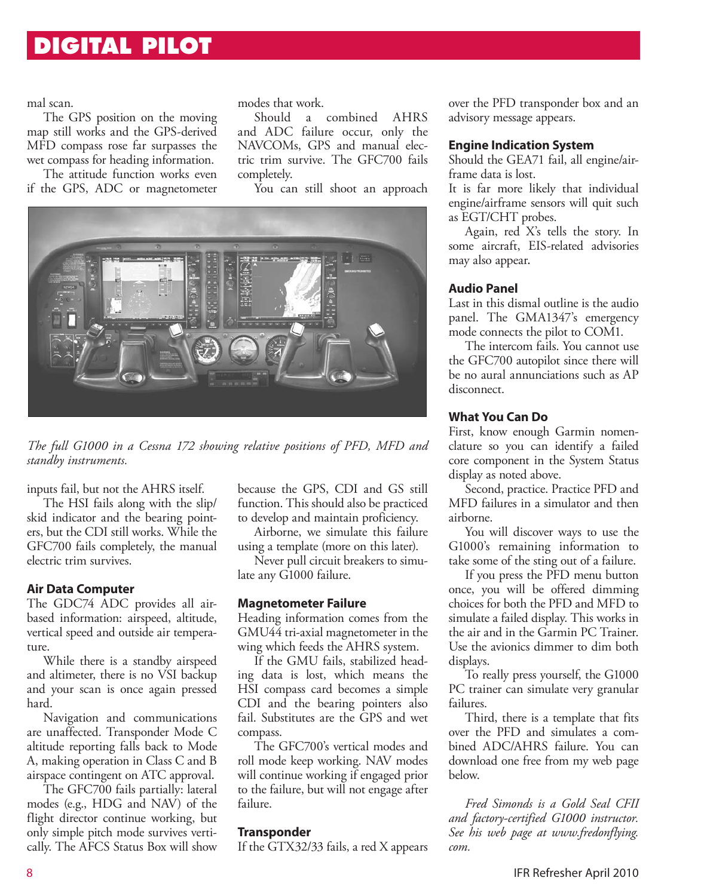mal scan.

The GPS position on the moving map still works and the GPS-derived MFD compass rose far surpasses the wet compass for heading information.

The attitude function works even if the GPS, ADC or magnetometer inputs fail, but not the AHRS itself.

The HSI fails along with the slip/skid indicator and the bearing pointers, but the CDI still works. While the GFC700 fails completely, the manual electric trim survives.

### Air Data Computer

The GDC74 ADC provides all air-based information: airspeed, altitude, vertical speed and outside air temperature.

While there is a standby airspeed and altimeter, there is no VSI backup and your scan is once again pressed hard.

Navigation and communications are unaffected. Transponder Mode C altitude reporting falls back to Mode A, making operation in Class C and B airspace contingent on ATC approval.

The GFC700 fails partially: lateral modes (e.g., HDG and NAV) of the flight director continue working, but only simple pitch mode survives vertically. The AFCS Status Box will show modes that work.

Should a combined AHRS and ADC failure occur, only the NAVCOMs, GPS and manual electric trim survive. The GFC700 fails completely.

You can still shoot an approach because the GPS, CDI and GS still function. This should also be practiced to develop and maintain proficiency.

Airborne, we simulate this failure using a template (more on this later).

Never pull circuit breakers to simulate any G1000 failure.

*The full G1000 in a Cessna 172 showing relative positions of PFD, MFD and standby instruments.*

### Magnetometer Failure

Heading information comes from the GMU44 tri-axial magnetometer in the wing which feeds the AHRS system.

If the GMU fails, stabilized heading data is lost, which means the HSI compass card becomes a simple CDI and the bearing pointers also fail. Substitutes are the GPS and wet compass.

The GFC700's vertical modes and roll mode keep working. NAV modes will continue working if engaged prior to the failure, but will not engage after failure.

### Transponder

If the GTX32/33 fails, a red X appears over the PFD transponder box and an advisory message appears.

### Engine Indication System

Should the GEA71 fail, all engine/airframe data is lost.

It is far more likely that individual engine/airframe sensors will quit such as EGT/CHT probes.

Again, red X's tells the story. In some aircraft, EIS-related advisories may also appear.

### Audio Panel

Last in this dismal outline is the audio panel. The GMA1347's emergency mode connects the pilot to COM1.

The intercom fails. You cannot use the GFC700 autopilot since there will be no aural annunciations such as AP disconnect.

### What You Can Do

First, know enough Garmin nomenclature so you can identify a failed core component in the System Status display as noted above.

Second, practice. Practice PFD and MFD failures in a simulator and then airborne.

You will discover ways to use the G1000's remaining information to take some of the sting out of a failure.

If you press the PFD menu button once, you will be offered dimming choices for both the PFD and MFD to simulate a failed display. This works in the air and in the Garmin PC Trainer. Use the avionics dimmer to dim both displays.

To really press yourself, the G1000 PC trainer can simulate very granular failures.

Third, there is a template that fits over the PFD and simulates a combined ADC/AHRS failure. You can download one free from my web page below.

*Fred Simonds is a Gold Seal CFII and factory-certified G1000 instructor. See his web page at www.fredonflying.com.*